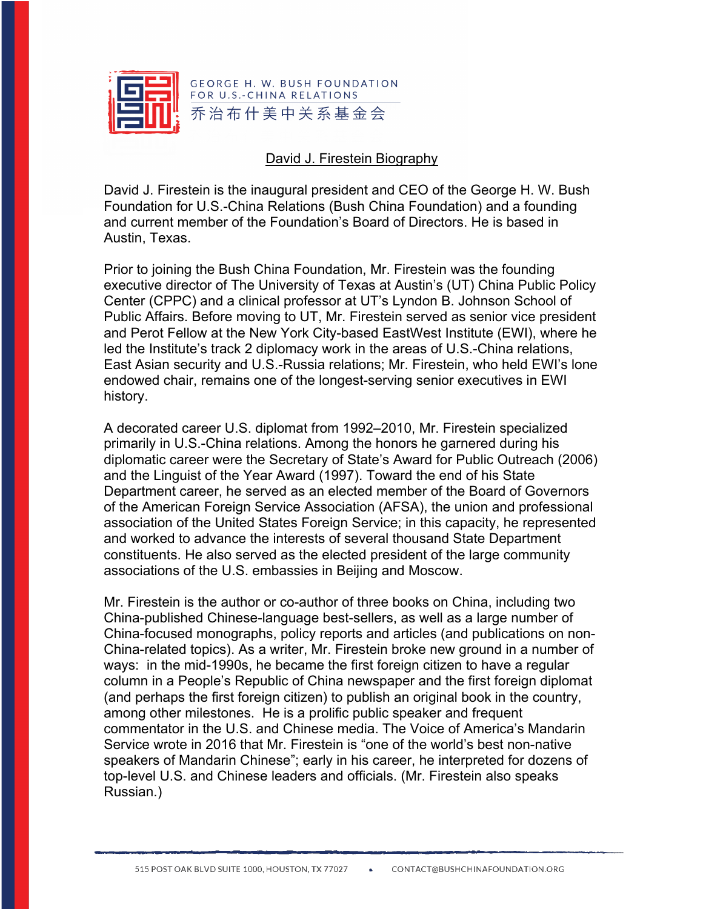GEORGE H. W. BUSH FOUNDATION
FOR U.S.-CHINA RELATIONS
乔治布什美中关系基金会

# David J. Firestein Biography

David J. Firestein is the inaugural president and CEO of the George H. W. Bush Foundation for U.S.-China Relations (Bush China Foundation) and a founding and current member of the Foundation's Board of Directors. He is based in Austin, Texas.

Prior to joining the Bush China Foundation, Mr. Firestein was the founding executive director of The University of Texas at Austin's (UT) China Public Policy Center (CPPC) and a clinical professor at UT's Lyndon B. Johnson School of Public Affairs. Before moving to UT, Mr. Firestein served as senior vice president and Perot Fellow at the New York City-based EastWest Institute (EWI), where he led the Institute's track 2 diplomacy work in the areas of U.S.-China relations, East Asian security and U.S.-Russia relations; Mr. Firestein, who held EWI's lone endowed chair, remains one of the longest-serving senior executives in EWI history.

A decorated career U.S. diplomat from 1992–2010, Mr. Firestein specialized primarily in U.S.-China relations. Among the honors he garnered during his diplomatic career were the Secretary of State's Award for Public Outreach (2006) and the Linguist of the Year Award (1997). Toward the end of his State Department career, he served as an elected member of the Board of Governors of the American Foreign Service Association (AFSA), the union and professional association of the United States Foreign Service; in this capacity, he represented and worked to advance the interests of several thousand State Department constituents. He also served as the elected president of the large community associations of the U.S. embassies in Beijing and Moscow.

Mr. Firestein is the author or co-author of three books on China, including two China-published Chinese-language best-sellers, as well as a large number of China-focused monographs, policy reports and articles (and publications on non-China-related topics). As a writer, Mr. Firestein broke new ground in a number of ways: in the mid-1990s, he became the first foreign citizen to have a regular column in a People's Republic of China newspaper and the first foreign diplomat (and perhaps the first foreign citizen) to publish an original book in the country, among other milestones. He is a prolific public speaker and frequent commentator in the U.S. and Chinese media. The Voice of America's Mandarin Service wrote in 2016 that Mr. Firestein is "one of the world's best non-native speakers of Mandarin Chinese"; early in his career, he interpreted for dozens of top-level U.S. and Chinese leaders and officials. (Mr. Firestein also speaks Russian.)

515 POST OAK BLVD SUITE 1000, HOUSTON, TX 77027 • CONTACT@BUSHCHINAFOUNDATION.ORG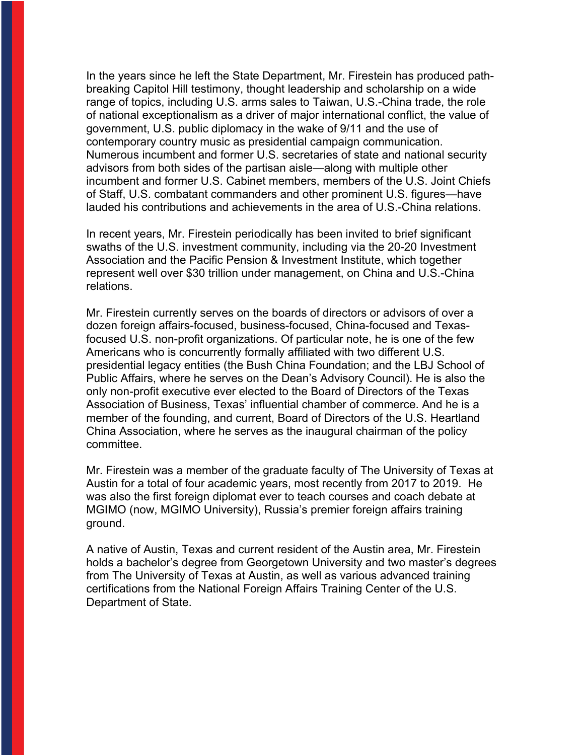In the years since he left the State Department, Mr. Firestein has produced path-breaking Capitol Hill testimony, thought leadership and scholarship on a wide range of topics, including U.S. arms sales to Taiwan, U.S.-China trade, the role of national exceptionalism as a driver of major international conflict, the value of government, U.S. public diplomacy in the wake of 9/11 and the use of contemporary country music as presidential campaign communication. Numerous incumbent and former U.S. secretaries of state and national security advisors from both sides of the partisan aisle—along with multiple other incumbent and former U.S. Cabinet members, members of the U.S. Joint Chiefs of Staff, U.S. combatant commanders and other prominent U.S. figures—have lauded his contributions and achievements in the area of U.S.-China relations.

In recent years, Mr. Firestein periodically has been invited to brief significant swaths of the U.S. investment community, including via the 20-20 Investment Association and the Pacific Pension & Investment Institute, which together represent well over $30 trillion under management, on China and U.S.-China relations.

Mr. Firestein currently serves on the boards of directors or advisors of over a dozen foreign affairs-focused, business-focused, China-focused and Texas-focused U.S. non-profit organizations. Of particular note, he is one of the few Americans who is concurrently formally affiliated with two different U.S. presidential legacy entities (the Bush China Foundation; and the LBJ School of Public Affairs, where he serves on the Dean's Advisory Council). He is also the only non-profit executive ever elected to the Board of Directors of the Texas Association of Business, Texas' influential chamber of commerce. And he is a member of the founding, and current, Board of Directors of the U.S. Heartland China Association, where he serves as the inaugural chairman of the policy committee.

Mr. Firestein was a member of the graduate faculty of The University of Texas at Austin for a total of four academic years, most recently from 2017 to 2019. He was also the first foreign diplomat ever to teach courses and coach debate at MGIMO (now, MGIMO University), Russia's premier foreign affairs training ground.

A native of Austin, Texas and current resident of the Austin area, Mr. Firestein holds a bachelor's degree from Georgetown University and two master's degrees from The University of Texas at Austin, as well as various advanced training certifications from the National Foreign Affairs Training Center of the U.S. Department of State.